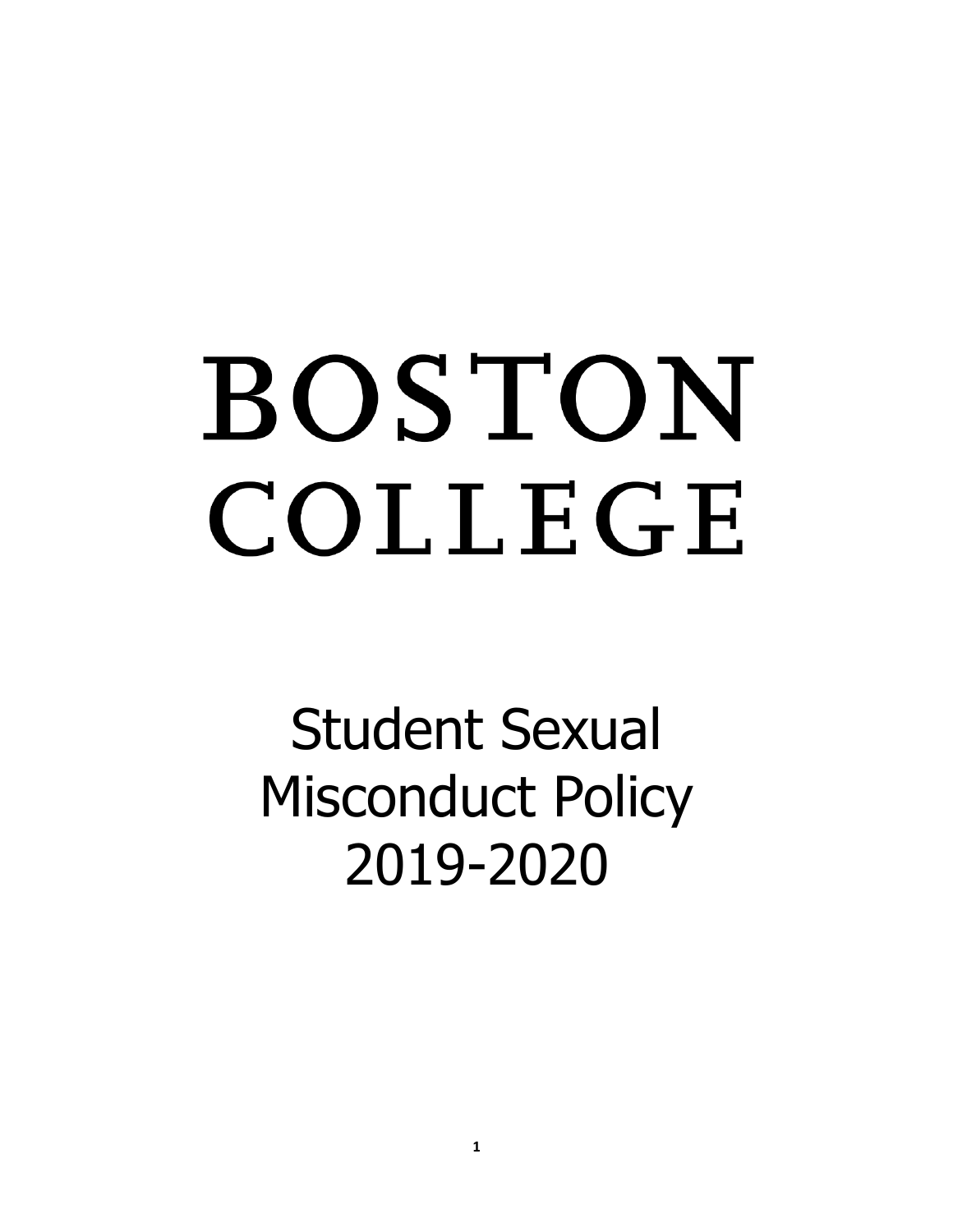# BOSTON COLLEGE

# Student Sexual Misconduct Policy 2019-2020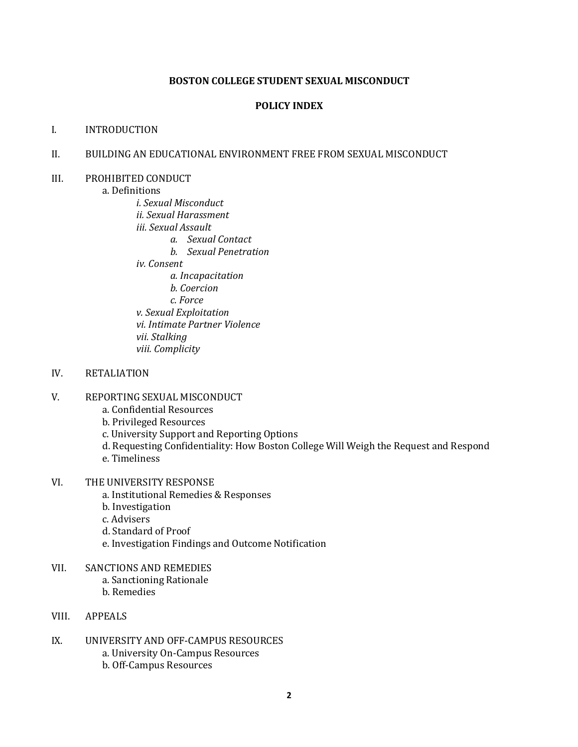**BOSTON COLLEGE STUDENT SEXUAL MISCONDUCT**

**POLICY INDEX**

I. INTRODUCTION

II. BUILDING AN EDUCATIONAL ENVIRONMENT FREE FROM SEXUAL MISCONDUCT

III. PROHIBITED CONDUCT
- a. Definitions
  - *i. Sexual Misconduct*
  - *ii. Sexual Harassment*
  - *iii. Sexual Assault*
    - *a. Sexual Contact*
    - *b. Sexual Penetration*
  - *iv. Consent*
    - *a. Incapacitation*
    - *b. Coercion*
    - *c. Force*
  - *v. Sexual Exploitation*
  - *vi. Intimate Partner Violence*
  - *vii. Stalking*
  - *viii. Complicity*

IV. RETALIATION

V. REPORTING SEXUAL MISCONDUCT
- a. Confidential Resources
- b. Privileged Resources
- c. University Support and Reporting Options
- d. Requesting Confidentiality: How Boston College Will Weigh the Request and Respond
- e. Timeliness

VI. THE UNIVERSITY RESPONSE
- a. Institutional Remedies & Responses
- b. Investigation
- c. Advisers
- d. Standard of Proof
- e. Investigation Findings and Outcome Notification

VII. SANCTIONS AND REMEDIES
- a. Sanctioning Rationale
- b. Remedies

VIII. APPEALS

IX. UNIVERSITY AND OFF-CAMPUS RESOURCES
- a. University On-Campus Resources
- b. Off-Campus Resources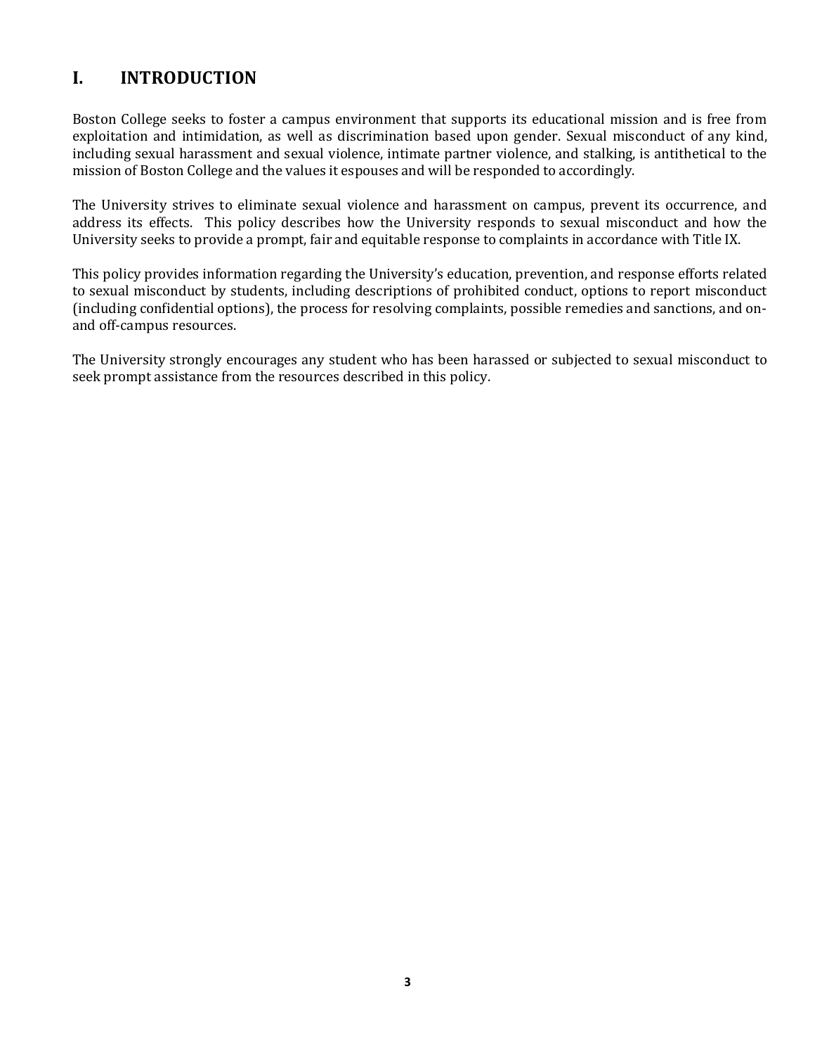# I. INTRODUCTION

Boston College seeks to foster a campus environment that supports its educational mission and is free from exploitation and intimidation, as well as discrimination based upon gender. Sexual misconduct of any kind, including sexual harassment and sexual violence, intimate partner violence, and stalking, is antithetical to the mission of Boston College and the values it espouses and will be responded to accordingly.

The University strives to eliminate sexual violence and harassment on campus, prevent its occurrence, and address its effects. This policy describes how the University responds to sexual misconduct and how the University seeks to provide a prompt, fair and equitable response to complaints in accordance with Title IX.

This policy provides information regarding the University's education, prevention, and response efforts related to sexual misconduct by students, including descriptions of prohibited conduct, options to report misconduct (including confidential options), the process for resolving complaints, possible remedies and sanctions, and on- and off-campus resources.

The University strongly encourages any student who has been harassed or subjected to sexual misconduct to seek prompt assistance from the resources described in this policy.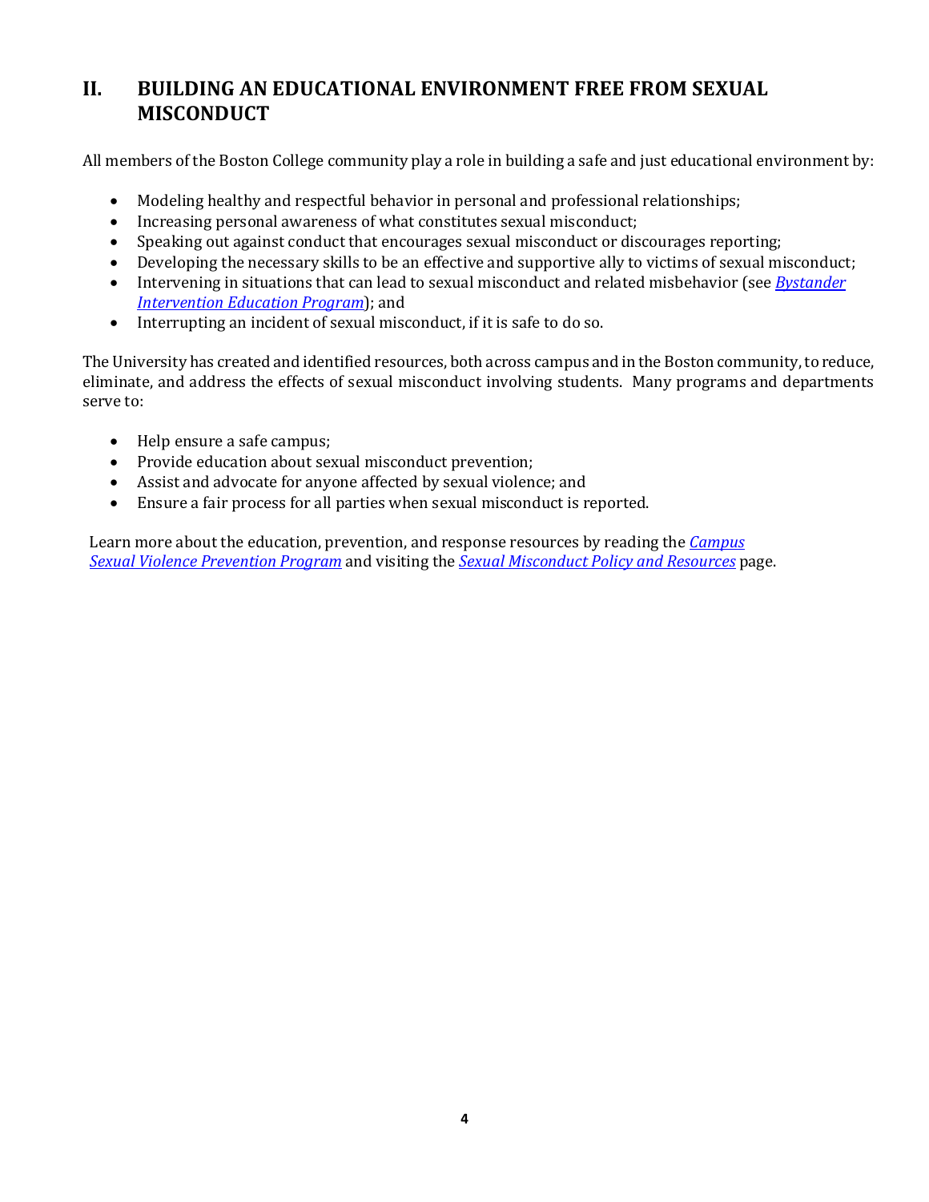## II. BUILDING AN EDUCATIONAL ENVIRONMENT FREE FROM SEXUAL MISCONDUCT

All members of the Boston College community play a role in building a safe and just educational environment by:

- Modeling healthy and respectful behavior in personal and professional relationships;
- Increasing personal awareness of what constitutes sexual misconduct;
- Speaking out against conduct that encourages sexual misconduct or discourages reporting;
- Developing the necessary skills to be an effective and supportive ally to victims of sexual misconduct;
- Intervening in situations that can lead to sexual misconduct and related misbehavior (see *Bystander Intervention Education Program*); and
- Interrupting an incident of sexual misconduct, if it is safe to do so.

The University has created and identified resources, both across campus and in the Boston community, to reduce, eliminate, and address the effects of sexual misconduct involving students. Many programs and departments serve to:

- Help ensure a safe campus;
- Provide education about sexual misconduct prevention;
- Assist and advocate for anyone affected by sexual violence; and
- Ensure a fair process for all parties when sexual misconduct is reported.

Learn more about the education, prevention, and response resources by reading the *Campus Sexual Violence Prevention Program* and visiting the *Sexual Misconduct Policy and Resources* page.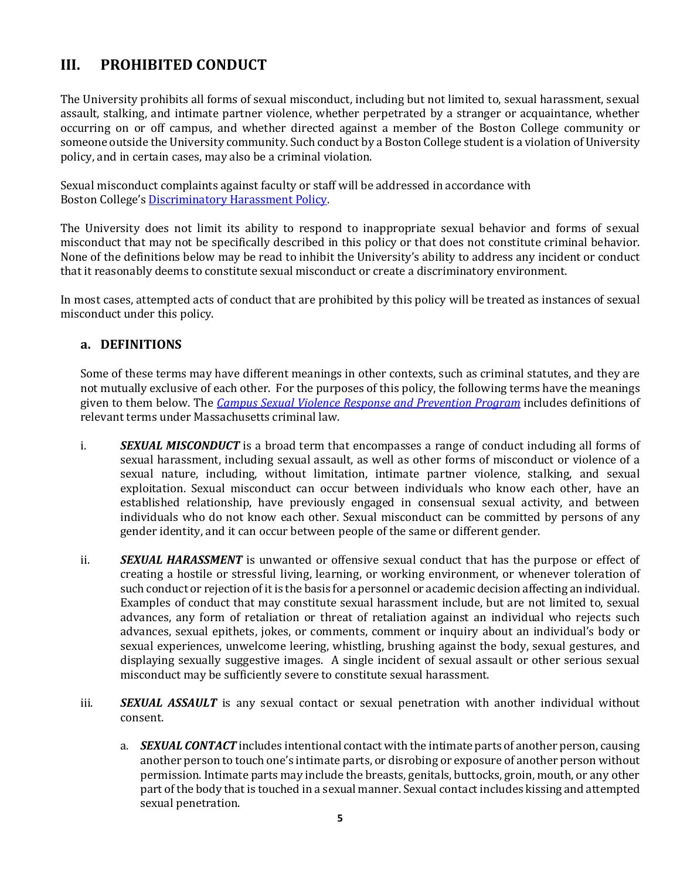# III. PROHIBITED CONDUCT

The University prohibits all forms of sexual misconduct, including but not limited to, sexual harassment, sexual assault, stalking, and intimate partner violence, whether perpetrated by a stranger or acquaintance, whether occurring on or off campus, and whether directed against a member of the Boston College community or someone outside the University community. Such conduct by a Boston College student is a violation of University policy, and in certain cases, may also be a criminal violation.

Sexual misconduct complaints against faculty or staff will be addressed in accordance with Boston College's [Discriminatory Harassment Policy](#).

The University does not limit its ability to respond to inappropriate sexual behavior and forms of sexual misconduct that may not be specifically described in this policy or that does not constitute criminal behavior. None of the definitions below may be read to inhibit the University's ability to address any incident or conduct that it reasonably deems to constitute sexual misconduct or create a discriminatory environment.

In most cases, attempted acts of conduct that are prohibited by this policy will be treated as instances of sexual misconduct under this policy.

## a. DEFINITIONS

Some of these terms may have different meanings in other contexts, such as criminal statutes, and they are not mutually exclusive of each other. For the purposes of this policy, the following terms have the meanings given to them below. The [*Campus Sexual Violence Response and Prevention Program*](#) includes definitions of relevant terms under Massachusetts criminal law.

i. ***SEXUAL MISCONDUCT*** is a broad term that encompasses a range of conduct including all forms of sexual harassment, including sexual assault, as well as other forms of misconduct or violence of a sexual nature, including, without limitation, intimate partner violence, stalking, and sexual exploitation. Sexual misconduct can occur between individuals who know each other, have an established relationship, have previously engaged in consensual sexual activity, and between individuals who do not know each other. Sexual misconduct can be committed by persons of any gender identity, and it can occur between people of the same or different gender.

ii. ***SEXUAL HARASSMENT*** is unwanted or offensive sexual conduct that has the purpose or effect of creating a hostile or stressful living, learning, or working environment, or whenever toleration of such conduct or rejection of it is the basis for a personnel or academic decision affecting an individual. Examples of conduct that may constitute sexual harassment include, but are not limited to, sexual advances, any form of retaliation or threat of retaliation against an individual who rejects such advances, sexual epithets, jokes, or comments, comment or inquiry about an individual's body or sexual experiences, unwelcome leering, whistling, brushing against the body, sexual gestures, and displaying sexually suggestive images. A single incident of sexual assault or other serious sexual misconduct may be sufficiently severe to constitute sexual harassment.

iii. ***SEXUAL ASSAULT*** is any sexual contact or sexual penetration with another individual without consent.

   a. ***SEXUAL CONTACT*** includes intentional contact with the intimate parts of another person, causing another person to touch one's intimate parts, or disrobing or exposure of another person without permission. Intimate parts may include the breasts, genitals, buttocks, groin, mouth, or any other part of the body that is touched in a sexual manner. Sexual contact includes kissing and attempted sexual penetration.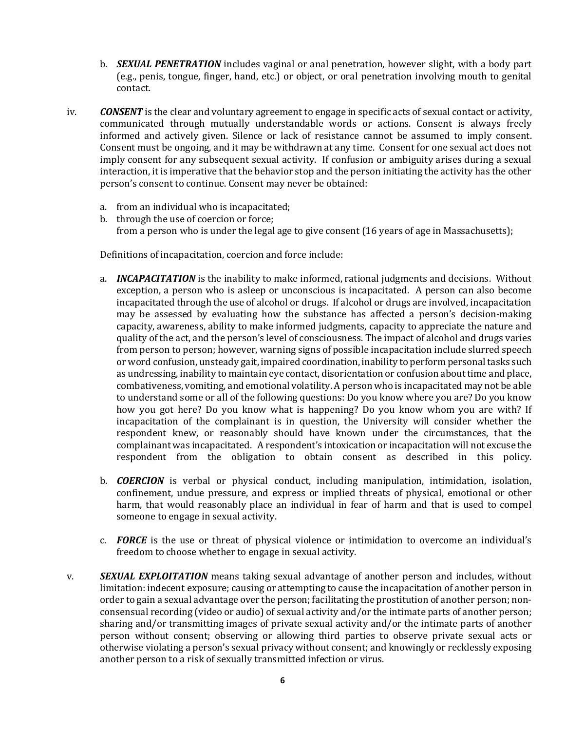b. ***SEXUAL PENETRATION*** includes vaginal or anal penetration, however slight, with a body part (e.g., penis, tongue, finger, hand, etc.) or object, or oral penetration involving mouth to genital contact.

iv. ***CONSENT*** is the clear and voluntary agreement to engage in specific acts of sexual contact or activity, communicated through mutually understandable words or actions. Consent is always freely informed and actively given. Silence or lack of resistance cannot be assumed to imply consent. Consent must be ongoing, and it may be withdrawn at any time. Consent for one sexual act does not imply consent for any subsequent sexual activity. If confusion or ambiguity arises during a sexual interaction, it is imperative that the behavior stop and the person initiating the activity has the other person's consent to continue. Consent may never be obtained:

a. from an individual who is incapacitated;
b. through the use of coercion or force;
from a person who is under the legal age to give consent (16 years of age in Massachusetts);

Definitions of incapacitation, coercion and force include:

a. ***INCAPACITATION*** is the inability to make informed, rational judgments and decisions. Without exception, a person who is asleep or unconscious is incapacitated. A person can also become incapacitated through the use of alcohol or drugs. If alcohol or drugs are involved, incapacitation may be assessed by evaluating how the substance has affected a person's decision-making capacity, awareness, ability to make informed judgments, capacity to appreciate the nature and quality of the act, and the person's level of consciousness. The impact of alcohol and drugs varies from person to person; however, warning signs of possible incapacitation include slurred speech or word confusion, unsteady gait, impaired coordination, inability to perform personal tasks such as undressing, inability to maintain eye contact, disorientation or confusion about time and place, combativeness, vomiting, and emotional volatility. A person who is incapacitated may not be able to understand some or all of the following questions: Do you know where you are? Do you know how you got here? Do you know what is happening? Do you know whom you are with? If incapacitation of the complainant is in question, the University will consider whether the respondent knew, or reasonably should have known under the circumstances, that the complainant was incapacitated. A respondent's intoxication or incapacitation will not excuse the respondent from the obligation to obtain consent as described in this policy.

b. ***COERCION*** is verbal or physical conduct, including manipulation, intimidation, isolation, confinement, undue pressure, and express or implied threats of physical, emotional or other harm, that would reasonably place an individual in fear of harm and that is used to compel someone to engage in sexual activity.

c. ***FORCE*** is the use or threat of physical violence or intimidation to overcome an individual's freedom to choose whether to engage in sexual activity.

v. ***SEXUAL EXPLOITATION*** means taking sexual advantage of another person and includes, without limitation: indecent exposure; causing or attempting to cause the incapacitation of another person in order to gain a sexual advantage over the person; facilitating the prostitution of another person; non-consensual recording (video or audio) of sexual activity and/or the intimate parts of another person; sharing and/or transmitting images of private sexual activity and/or the intimate parts of another person without consent; observing or allowing third parties to observe private sexual acts or otherwise violating a person's sexual privacy without consent; and knowingly or recklessly exposing another person to a risk of sexually transmitted infection or virus.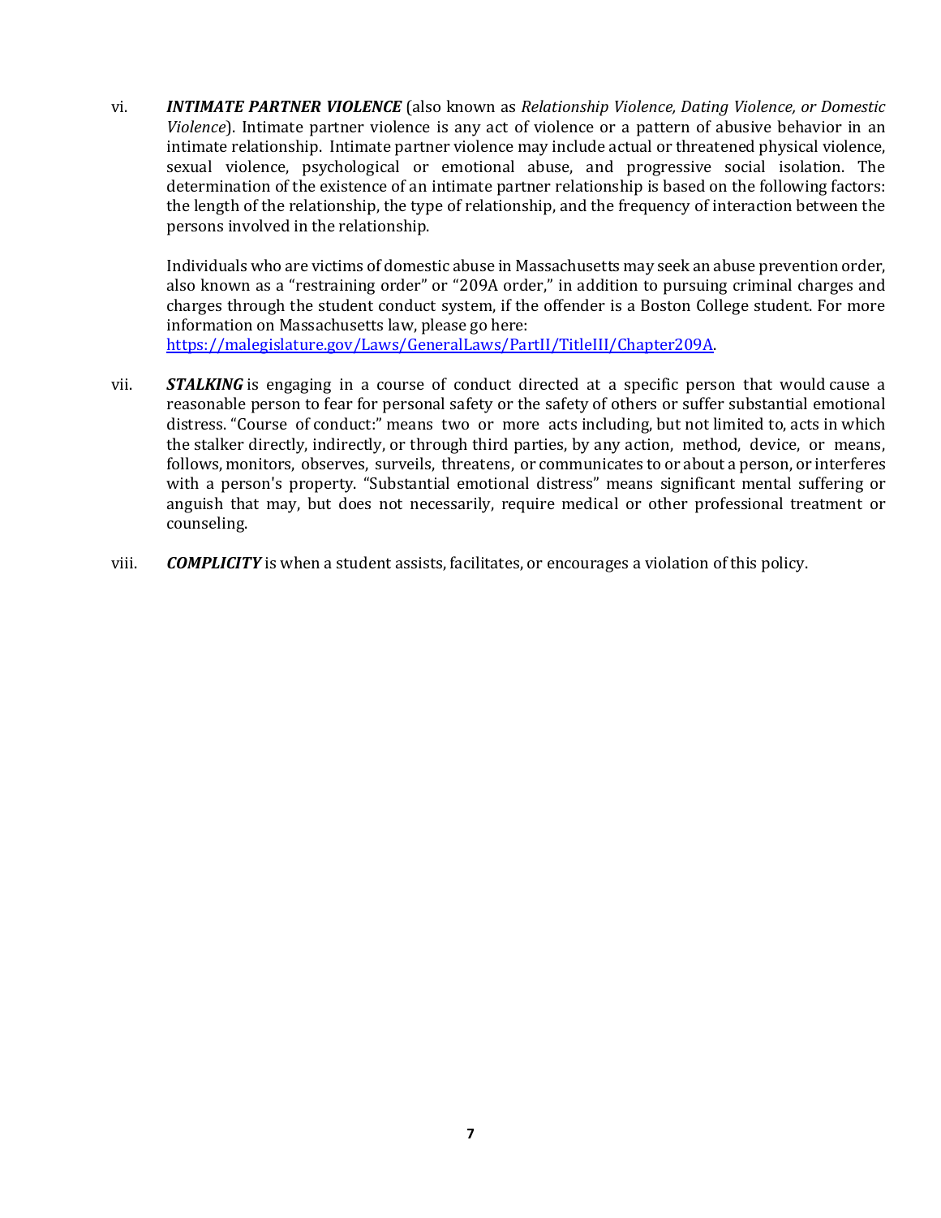vi. ***INTIMATE PARTNER VIOLENCE*** (also known as *Relationship Violence, Dating Violence, or Domestic Violence*). Intimate partner violence is any act of violence or a pattern of abusive behavior in an intimate relationship. Intimate partner violence may include actual or threatened physical violence, sexual violence, psychological or emotional abuse, and progressive social isolation. The determination of the existence of an intimate partner relationship is based on the following factors: the length of the relationship, the type of relationship, and the frequency of interaction between the persons involved in the relationship.

Individuals who are victims of domestic abuse in Massachusetts may seek an abuse prevention order, also known as a "restraining order" or "209A order," in addition to pursuing criminal charges and charges through the student conduct system, if the offender is a Boston College student. For more information on Massachusetts law, please go here: [https://malegislature.gov/Laws/GeneralLaws/PartII/TitleIII/Chapter209A](https://malegislature.gov/Laws/GeneralLaws/PartII/TitleIII/Chapter209A).

vii. ***STALKING*** is engaging in a course of conduct directed at a specific person that would cause a reasonable person to fear for personal safety or the safety of others or suffer substantial emotional distress. "Course of conduct:" means two or more acts including, but not limited to, acts in which the stalker directly, indirectly, or through third parties, by any action, method, device, or means, follows, monitors, observes, surveils, threatens, or communicates to or about a person, or interferes with a person's property. "Substantial emotional distress" means significant mental suffering or anguish that may, but does not necessarily, require medical or other professional treatment or counseling.

viii. ***COMPLICITY*** is when a student assists, facilitates, or encourages a violation of this policy.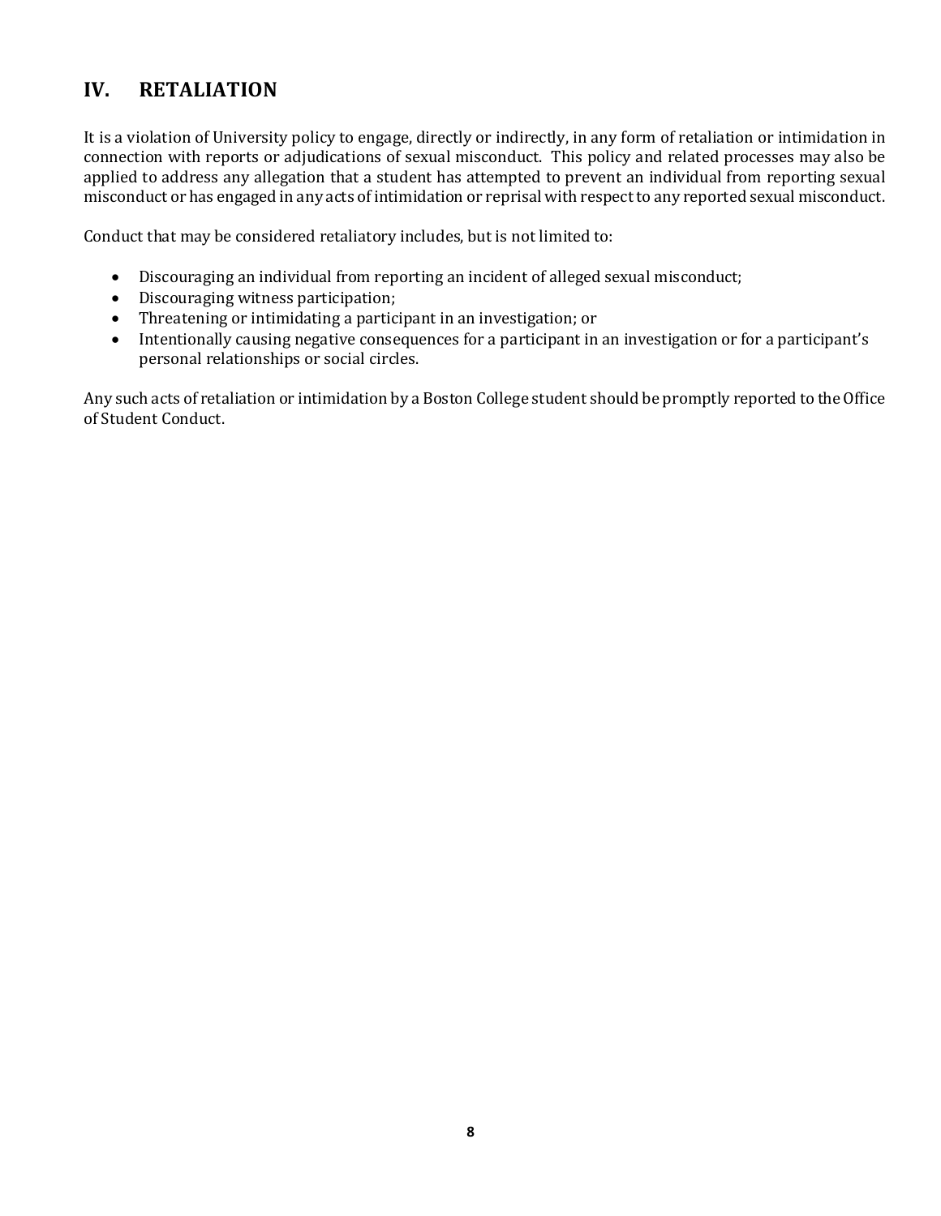## IV. RETALIATION

It is a violation of University policy to engage, directly or indirectly, in any form of retaliation or intimidation in connection with reports or adjudications of sexual misconduct. This policy and related processes may also be applied to address any allegation that a student has attempted to prevent an individual from reporting sexual misconduct or has engaged in any acts of intimidation or reprisal with respect to any reported sexual misconduct.

Conduct that may be considered retaliatory includes, but is not limited to:

- Discouraging an individual from reporting an incident of alleged sexual misconduct;
- Discouraging witness participation;
- Threatening or intimidating a participant in an investigation; or
- Intentionally causing negative consequences for a participant in an investigation or for a participant's personal relationships or social circles.

Any such acts of retaliation or intimidation by a Boston College student should be promptly reported to the Office of Student Conduct.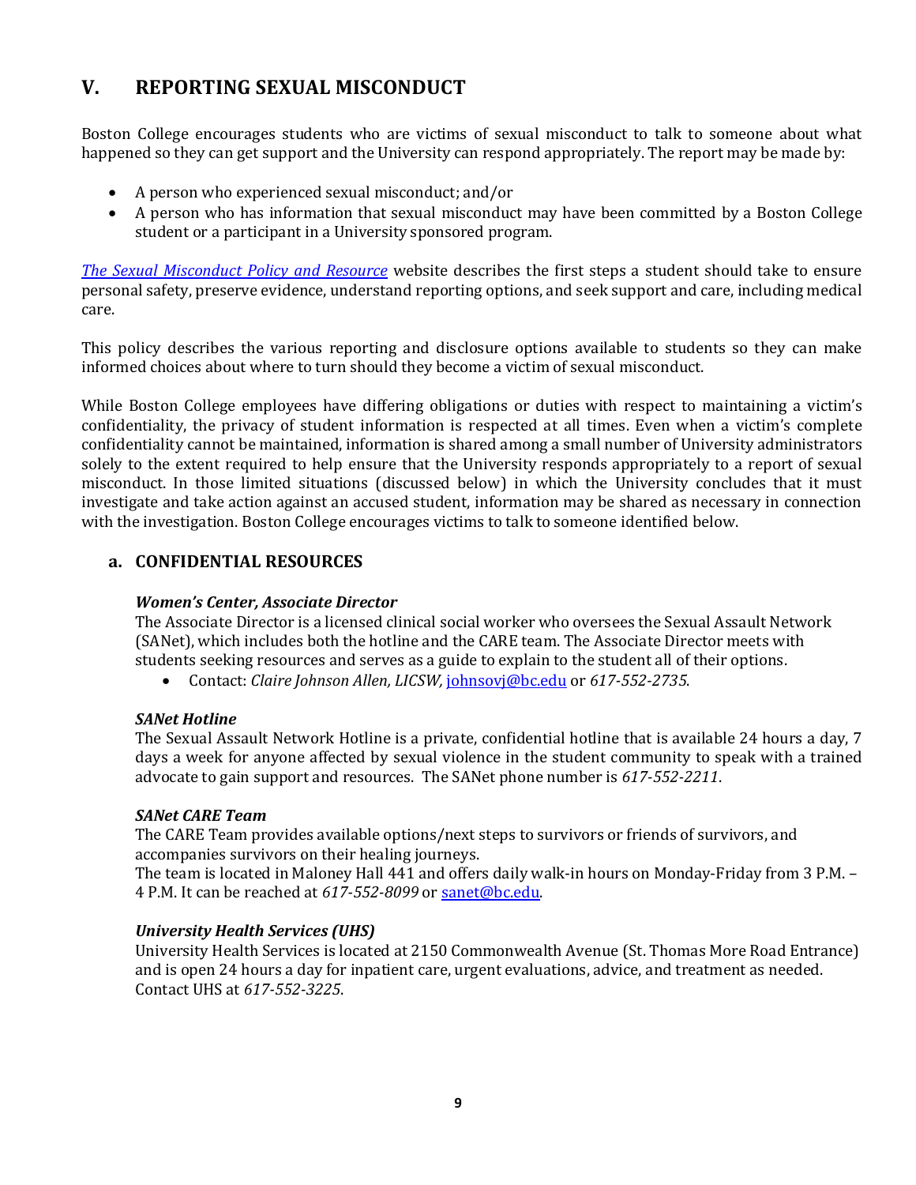## V. REPORTING SEXUAL MISCONDUCT

Boston College encourages students who are victims of sexual misconduct to talk to someone about what happened so they can get support and the University can respond appropriately. The report may be made by:

- A person who experienced sexual misconduct; and/or
- A person who has information that sexual misconduct may have been committed by a Boston College student or a participant in a University sponsored program.

*The Sexual Misconduct Policy and Resource* website describes the first steps a student should take to ensure personal safety, preserve evidence, understand reporting options, and seek support and care, including medical care.

This policy describes the various reporting and disclosure options available to students so they can make informed choices about where to turn should they become a victim of sexual misconduct.

While Boston College employees have differing obligations or duties with respect to maintaining a victim's confidentiality, the privacy of student information is respected at all times. Even when a victim's complete confidentiality cannot be maintained, information is shared among a small number of University administrators solely to the extent required to help ensure that the University responds appropriately to a report of sexual misconduct. In those limited situations (discussed below) in which the University concludes that it must investigate and take action against an accused student, information may be shared as necessary in connection with the investigation. Boston College encourages victims to talk to someone identified below.

### a. CONFIDENTIAL RESOURCES

***Women's Center, Associate Director***

The Associate Director is a licensed clinical social worker who oversees the Sexual Assault Network (SANet), which includes both the hotline and the CARE team. The Associate Director meets with students seeking resources and serves as a guide to explain to the student all of their options.

- Contact: *Claire Johnson Allen, LICSW,* johnsovj@bc.edu or *617-552-2735*.

***SANet Hotline***

The Sexual Assault Network Hotline is a private, confidential hotline that is available 24 hours a day, 7 days a week for anyone affected by sexual violence in the student community to speak with a trained advocate to gain support and resources. The SANet phone number is *617-552-2211*.

***SANet CARE Team***

The CARE Team provides available options/next steps to survivors or friends of survivors, and accompanies survivors on their healing journeys.
The team is located in Maloney Hall 441 and offers daily walk-in hours on Monday-Friday from 3 P.M. – 4 P.M. It can be reached at *617-552-8099* or sanet@bc.edu.

***University Health Services (UHS)***

University Health Services is located at 2150 Commonwealth Avenue (St. Thomas More Road Entrance) and is open 24 hours a day for inpatient care, urgent evaluations, advice, and treatment as needed. Contact UHS at *617-552-3225*.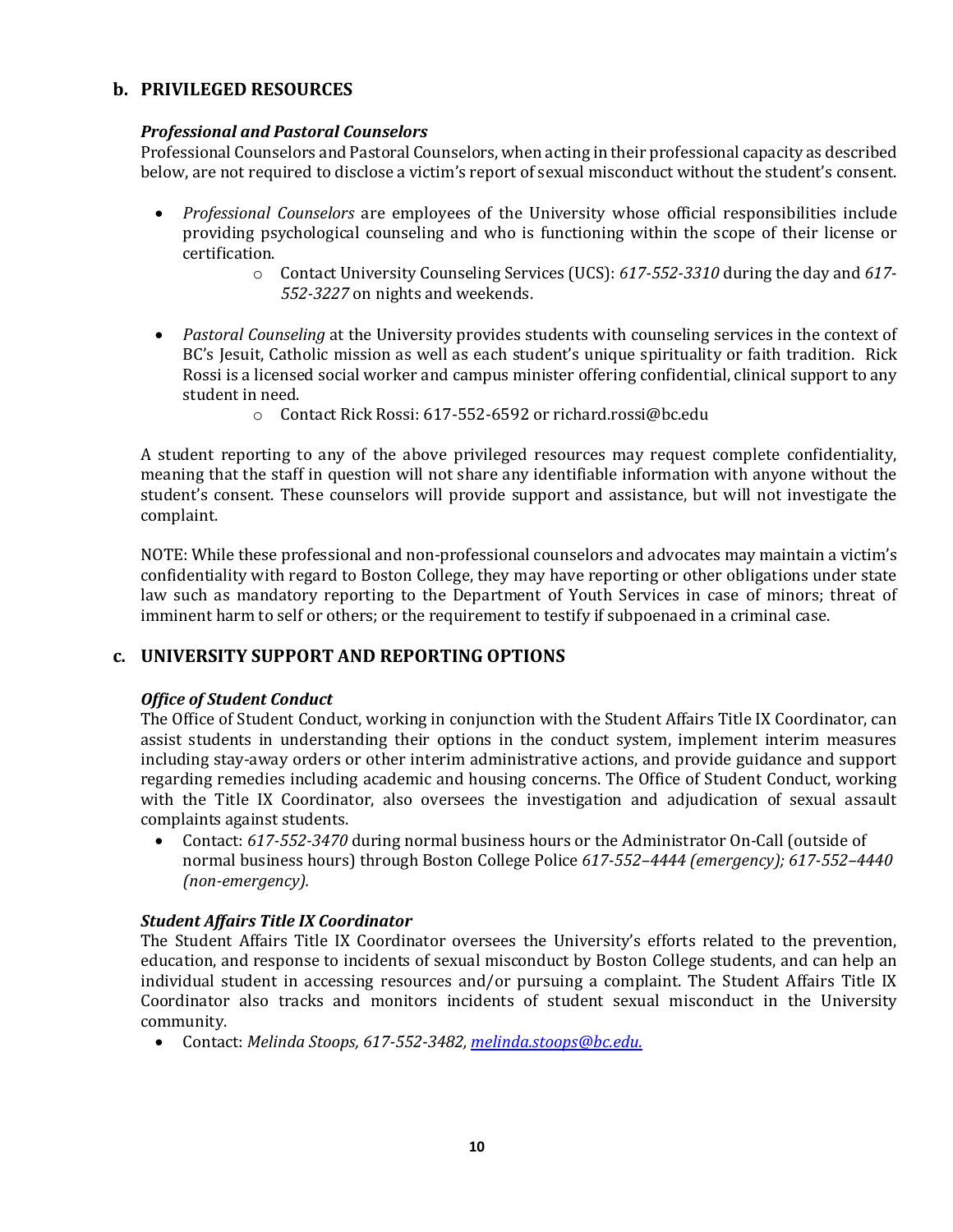## b. PRIVILEGED RESOURCES

### *Professional and Pastoral Counselors*

Professional Counselors and Pastoral Counselors, when acting in their professional capacity as described below, are not required to disclose a victim's report of sexual misconduct without the student's consent.

- *Professional Counselors* are employees of the University whose official responsibilities include providing psychological counseling and who is functioning within the scope of their license or certification.
    - Contact University Counseling Services (UCS): *617-552-3310* during the day and *617-552-3227* on nights and weekends.

- *Pastoral Counseling* at the University provides students with counseling services in the context of BC's Jesuit, Catholic mission as well as each student's unique spirituality or faith tradition. Rick Rossi is a licensed social worker and campus minister offering confidential, clinical support to any student in need.
    - Contact Rick Rossi: 617-552-6592 or richard.rossi@bc.edu

A student reporting to any of the above privileged resources may request complete confidentiality, meaning that the staff in question will not share any identifiable information with anyone without the student's consent. These counselors will provide support and assistance, but will not investigate the complaint.

NOTE: While these professional and non-professional counselors and advocates may maintain a victim's confidentiality with regard to Boston College, they may have reporting or other obligations under state law such as mandatory reporting to the Department of Youth Services in case of minors; threat of imminent harm to self or others; or the requirement to testify if subpoenaed in a criminal case.

## c. UNIVERSITY SUPPORT AND REPORTING OPTIONS

### *Office of Student Conduct*

The Office of Student Conduct, working in conjunction with the Student Affairs Title IX Coordinator, can assist students in understanding their options in the conduct system, implement interim measures including stay-away orders or other interim administrative actions, and provide guidance and support regarding remedies including academic and housing concerns. The Office of Student Conduct, working with the Title IX Coordinator, also oversees the investigation and adjudication of sexual assault complaints against students.

- Contact: *617-552-3470* during normal business hours or the Administrator On-Call (outside of normal business hours) through Boston College Police *617-552–4444 (emergency); 617-552–4440 (non-emergency).*

### *Student Affairs Title IX Coordinator*

The Student Affairs Title IX Coordinator oversees the University's efforts related to the prevention, education, and response to incidents of sexual misconduct by Boston College students, and can help an individual student in accessing resources and/or pursuing a complaint. The Student Affairs Title IX Coordinator also tracks and monitors incidents of student sexual misconduct in the University community.

- Contact: *Melinda Stoops, 617-552-3482, melinda.stoops@bc.edu.*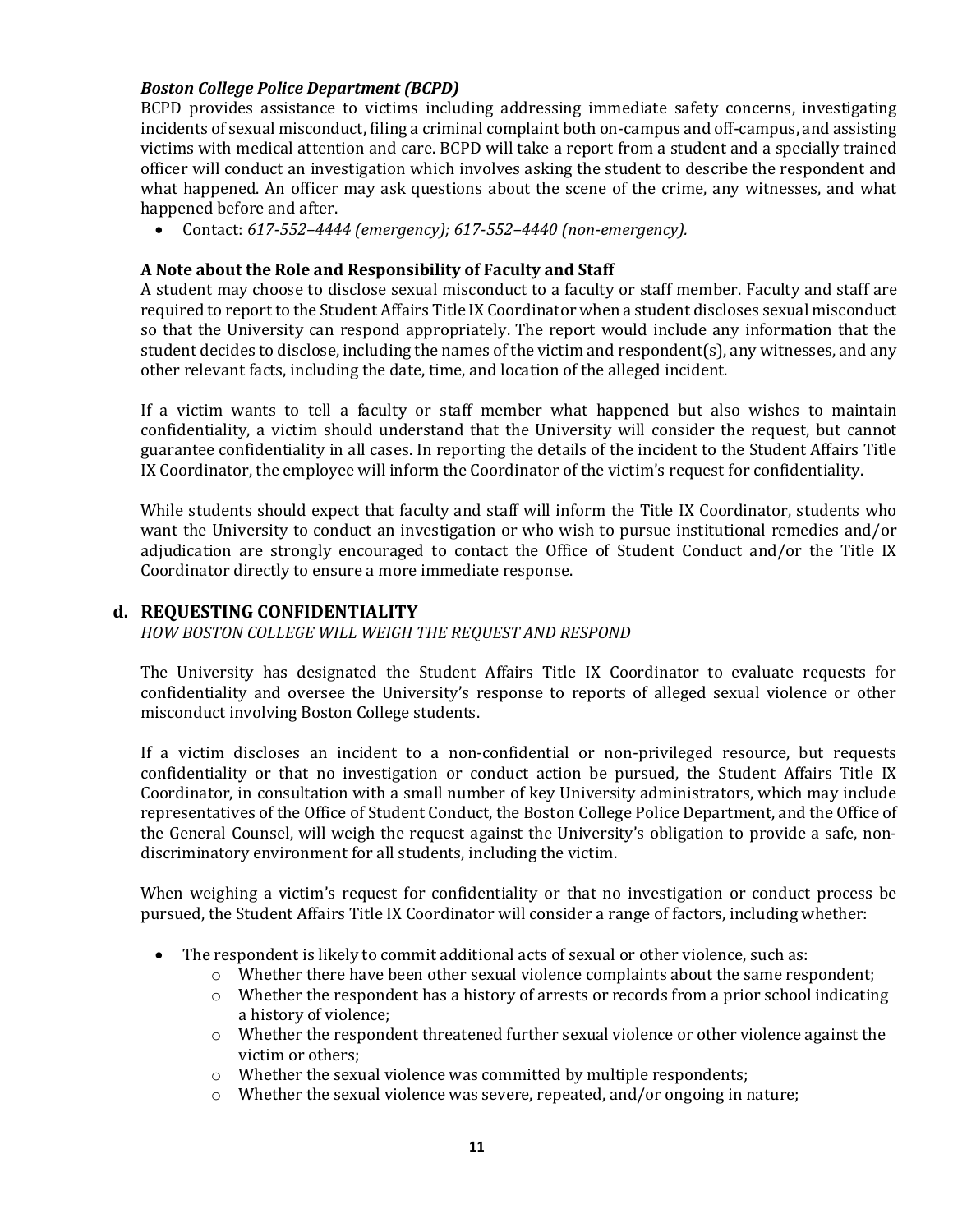***Boston College Police Department (BCPD)***

BCPD provides assistance to victims including addressing immediate safety concerns, investigating incidents of sexual misconduct, filing a criminal complaint both on-campus and off-campus, and assisting victims with medical attention and care. BCPD will take a report from a student and a specially trained officer will conduct an investigation which involves asking the student to describe the respondent and what happened. An officer may ask questions about the scene of the crime, any witnesses, and what happened before and after.

- Contact: *617-552–4444 (emergency); 617-552–4440 (non-emergency).*

**A Note about the Role and Responsibility of Faculty and Staff**

A student may choose to disclose sexual misconduct to a faculty or staff member. Faculty and staff are required to report to the Student Affairs Title IX Coordinator when a student discloses sexual misconduct so that the University can respond appropriately. The report would include any information that the student decides to disclose, including the names of the victim and respondent(s), any witnesses, and any other relevant facts, including the date, time, and location of the alleged incident.

If a victim wants to tell a faculty or staff member what happened but also wishes to maintain confidentiality, a victim should understand that the University will consider the request, but cannot guarantee confidentiality in all cases. In reporting the details of the incident to the Student Affairs Title IX Coordinator, the employee will inform the Coordinator of the victim's request for confidentiality.

While students should expect that faculty and staff will inform the Title IX Coordinator, students who want the University to conduct an investigation or who wish to pursue institutional remedies and/or adjudication are strongly encouraged to contact the Office of Student Conduct and/or the Title IX Coordinator directly to ensure a more immediate response.

## d. REQUESTING CONFIDENTIALITY

*HOW BOSTON COLLEGE WILL WEIGH THE REQUEST AND RESPOND*

The University has designated the Student Affairs Title IX Coordinator to evaluate requests for confidentiality and oversee the University's response to reports of alleged sexual violence or other misconduct involving Boston College students.

If a victim discloses an incident to a non-confidential or non-privileged resource, but requests confidentiality or that no investigation or conduct action be pursued, the Student Affairs Title IX Coordinator, in consultation with a small number of key University administrators, which may include representatives of the Office of Student Conduct, the Boston College Police Department, and the Office of the General Counsel, will weigh the request against the University's obligation to provide a safe, non-discriminatory environment for all students, including the victim.

When weighing a victim's request for confidentiality or that no investigation or conduct process be pursued, the Student Affairs Title IX Coordinator will consider a range of factors, including whether:

- The respondent is likely to commit additional acts of sexual or other violence, such as:
  - Whether there have been other sexual violence complaints about the same respondent;
  - Whether the respondent has a history of arrests or records from a prior school indicating a history of violence;
  - Whether the respondent threatened further sexual violence or other violence against the victim or others;
  - Whether the sexual violence was committed by multiple respondents;
  - Whether the sexual violence was severe, repeated, and/or ongoing in nature;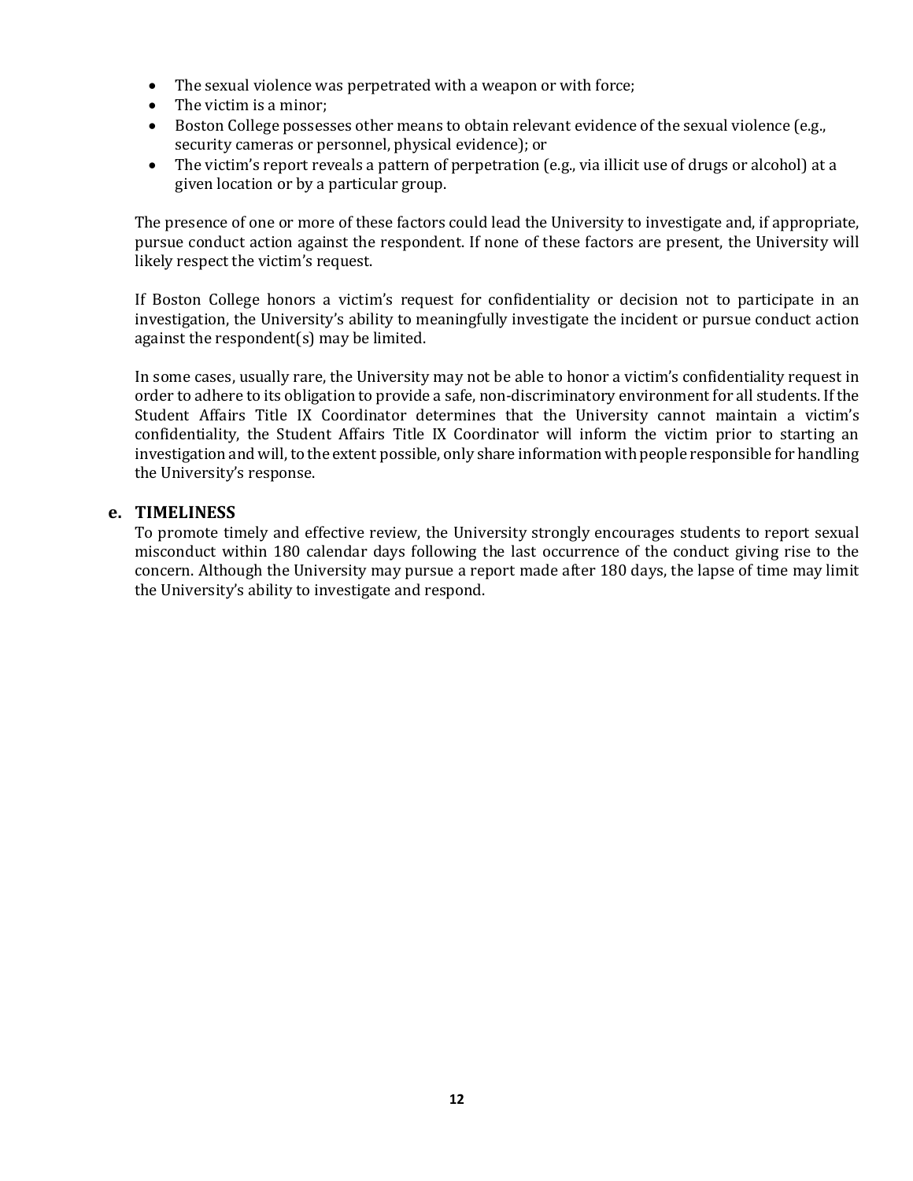- The sexual violence was perpetrated with a weapon or with force;
- The victim is a minor;
- Boston College possesses other means to obtain relevant evidence of the sexual violence (e.g., security cameras or personnel, physical evidence); or
- The victim's report reveals a pattern of perpetration (e.g., via illicit use of drugs or alcohol) at a given location or by a particular group.

The presence of one or more of these factors could lead the University to investigate and, if appropriate, pursue conduct action against the respondent. If none of these factors are present, the University will likely respect the victim's request.

If Boston College honors a victim's request for confidentiality or decision not to participate in an investigation, the University's ability to meaningfully investigate the incident or pursue conduct action against the respondent(s) may be limited.

In some cases, usually rare, the University may not be able to honor a victim's confidentiality request in order to adhere to its obligation to provide a safe, non-discriminatory environment for all students. If the Student Affairs Title IX Coordinator determines that the University cannot maintain a victim's confidentiality, the Student Affairs Title IX Coordinator will inform the victim prior to starting an investigation and will, to the extent possible, only share information with people responsible for handling the University's response.

### e. TIMELINESS

To promote timely and effective review, the University strongly encourages students to report sexual misconduct within 180 calendar days following the last occurrence of the conduct giving rise to the concern. Although the University may pursue a report made after 180 days, the lapse of time may limit the University's ability to investigate and respond.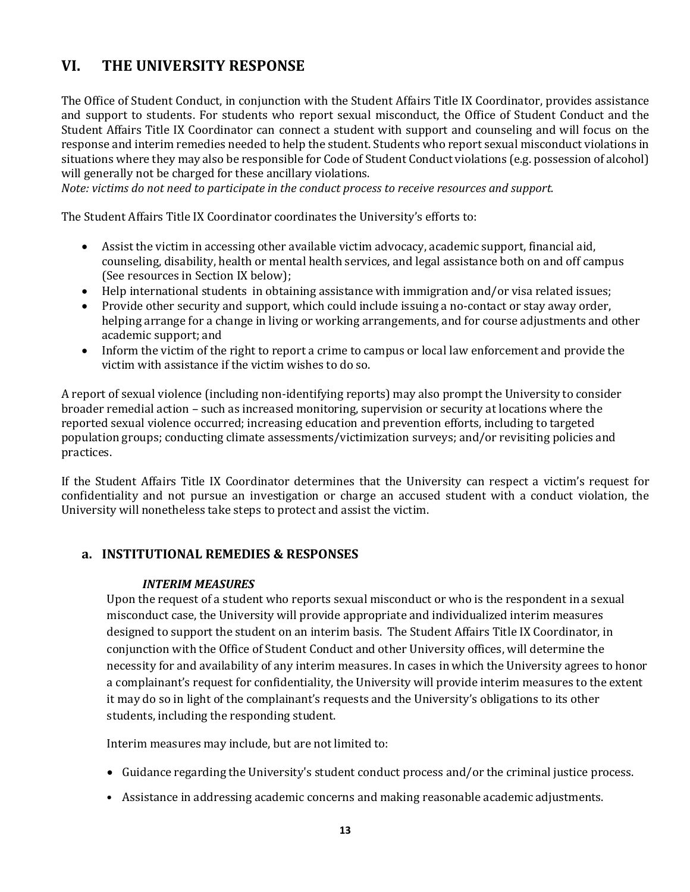## VI. THE UNIVERSITY RESPONSE

The Office of Student Conduct, in conjunction with the Student Affairs Title IX Coordinator, provides assistance and support to students. For students who report sexual misconduct, the Office of Student Conduct and the Student Affairs Title IX Coordinator can connect a student with support and counseling and will focus on the response and interim remedies needed to help the student. Students who report sexual misconduct violations in situations where they may also be responsible for Code of Student Conduct violations (e.g. possession of alcohol) will generally not be charged for these ancillary violations.
*Note: victims do not need to participate in the conduct process to receive resources and support.*

The Student Affairs Title IX Coordinator coordinates the University's efforts to:

- Assist the victim in accessing other available victim advocacy, academic support, financial aid, counseling, disability, health or mental health services, and legal assistance both on and off campus (See resources in Section IX below);
- Help international students in obtaining assistance with immigration and/or visa related issues;
- Provide other security and support, which could include issuing a no-contact or stay away order, helping arrange for a change in living or working arrangements, and for course adjustments and other academic support; and
- Inform the victim of the right to report a crime to campus or local law enforcement and provide the victim with assistance if the victim wishes to do so.

A report of sexual violence (including non-identifying reports) may also prompt the University to consider broader remedial action – such as increased monitoring, supervision or security at locations where the reported sexual violence occurred; increasing education and prevention efforts, including to targeted population groups; conducting climate assessments/victimization surveys; and/or revisiting policies and practices.

If the Student Affairs Title IX Coordinator determines that the University can respect a victim's request for confidentiality and not pursue an investigation or charge an accused student with a conduct violation, the University will nonetheless take steps to protect and assist the victim.

### a. INSTITUTIONAL REMEDIES & RESPONSES

***INTERIM MEASURES***

Upon the request of a student who reports sexual misconduct or who is the respondent in a sexual misconduct case, the University will provide appropriate and individualized interim measures designed to support the student on an interim basis. The Student Affairs Title IX Coordinator, in conjunction with the Office of Student Conduct and other University offices, will determine the necessity for and availability of any interim measures. In cases in which the University agrees to honor a complainant's request for confidentiality, the University will provide interim measures to the extent it may do so in light of the complainant's requests and the University's obligations to its other students, including the responding student.

Interim measures may include, but are not limited to:

- Guidance regarding the University's student conduct process and/or the criminal justice process.
- Assistance in addressing academic concerns and making reasonable academic adjustments.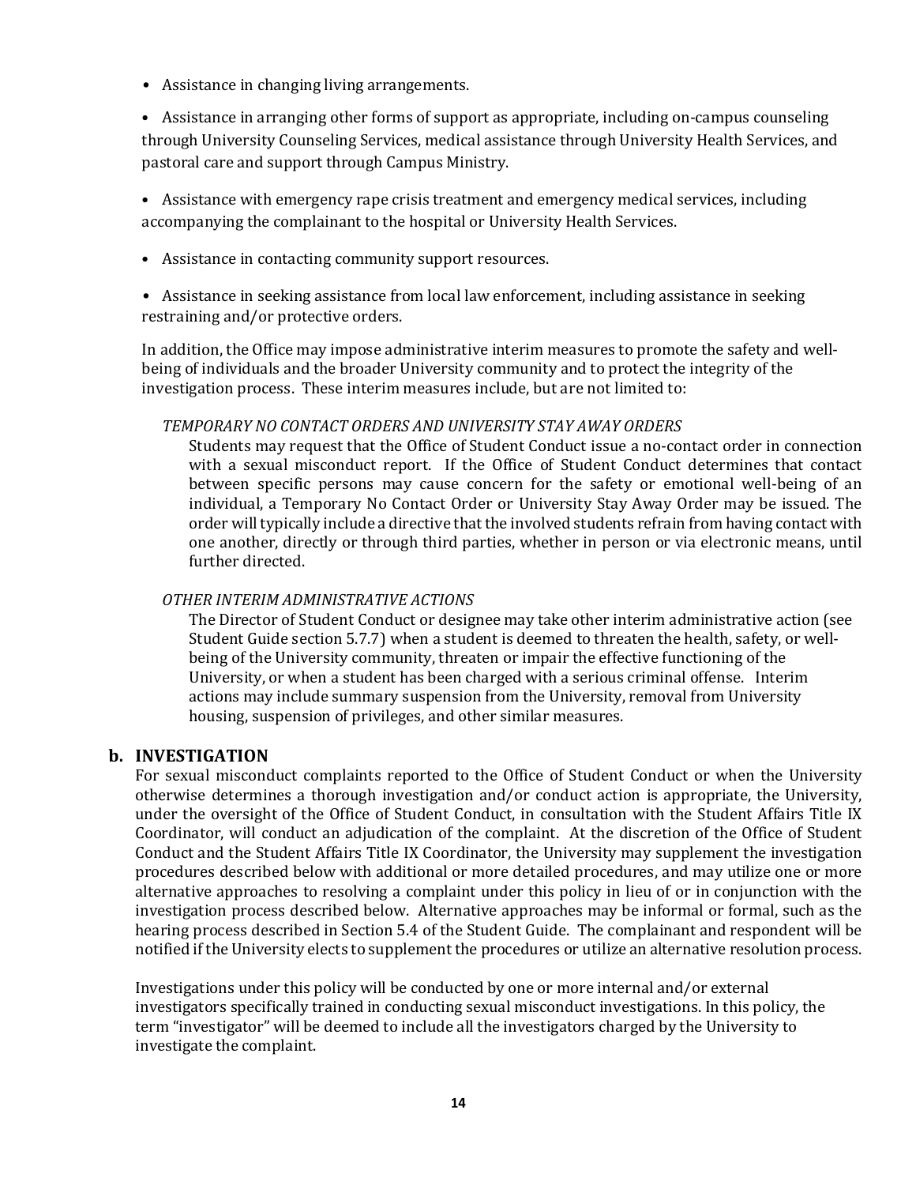- Assistance in changing living arrangements.
- Assistance in arranging other forms of support as appropriate, including on-campus counseling through University Counseling Services, medical assistance through University Health Services, and pastoral care and support through Campus Ministry.
- Assistance with emergency rape crisis treatment and emergency medical services, including accompanying the complainant to the hospital or University Health Services.
- Assistance in contacting community support resources.
- Assistance in seeking assistance from local law enforcement, including assistance in seeking restraining and/or protective orders.

In addition, the Office may impose administrative interim measures to promote the safety and well-being of individuals and the broader University community and to protect the integrity of the investigation process. These interim measures include, but are not limited to:

*TEMPORARY NO CONTACT ORDERS AND UNIVERSITY STAY AWAY ORDERS*

Students may request that the Office of Student Conduct issue a no-contact order in connection with a sexual misconduct report. If the Office of Student Conduct determines that contact between specific persons may cause concern for the safety or emotional well-being of an individual, a Temporary No Contact Order or University Stay Away Order may be issued. The order will typically include a directive that the involved students refrain from having contact with one another, directly or through third parties, whether in person or via electronic means, until further directed.

*OTHER INTERIM ADMINISTRATIVE ACTIONS*

The Director of Student Conduct or designee may take other interim administrative action (see Student Guide section 5.7.7) when a student is deemed to threaten the health, safety, or well-being of the University community, threaten or impair the effective functioning of the University, or when a student has been charged with a serious criminal offense. Interim actions may include summary suspension from the University, removal from University housing, suspension of privileges, and other similar measures.

### b. INVESTIGATION

For sexual misconduct complaints reported to the Office of Student Conduct or when the University otherwise determines a thorough investigation and/or conduct action is appropriate, the University, under the oversight of the Office of Student Conduct, in consultation with the Student Affairs Title IX Coordinator, will conduct an adjudication of the complaint. At the discretion of the Office of Student Conduct and the Student Affairs Title IX Coordinator, the University may supplement the investigation procedures described below with additional or more detailed procedures, and may utilize one or more alternative approaches to resolving a complaint under this policy in lieu of or in conjunction with the investigation process described below. Alternative approaches may be informal or formal, such as the hearing process described in Section 5.4 of the Student Guide. The complainant and respondent will be notified if the University elects to supplement the procedures or utilize an alternative resolution process.

Investigations under this policy will be conducted by one or more internal and/or external investigators specifically trained in conducting sexual misconduct investigations. In this policy, the term "investigator" will be deemed to include all the investigators charged by the University to investigate the complaint.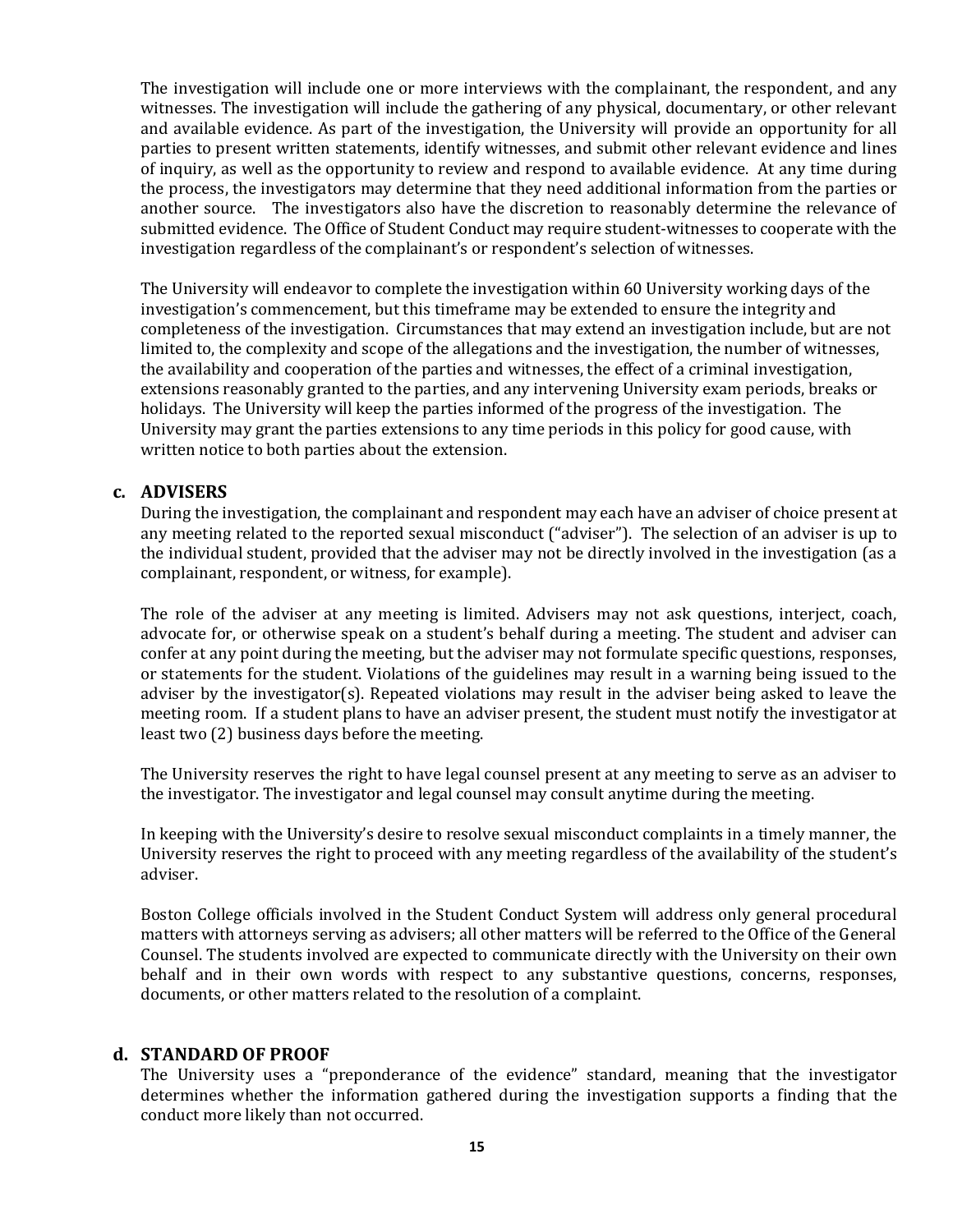The investigation will include one or more interviews with the complainant, the respondent, and any witnesses. The investigation will include the gathering of any physical, documentary, or other relevant and available evidence. As part of the investigation, the University will provide an opportunity for all parties to present written statements, identify witnesses, and submit other relevant evidence and lines of inquiry, as well as the opportunity to review and respond to available evidence. At any time during the process, the investigators may determine that they need additional information from the parties or another source. The investigators also have the discretion to reasonably determine the relevance of submitted evidence. The Office of Student Conduct may require student-witnesses to cooperate with the investigation regardless of the complainant's or respondent's selection of witnesses.

The University will endeavor to complete the investigation within 60 University working days of the investigation's commencement, but this timeframe may be extended to ensure the integrity and completeness of the investigation. Circumstances that may extend an investigation include, but are not limited to, the complexity and scope of the allegations and the investigation, the number of witnesses, the availability and cooperation of the parties and witnesses, the effect of a criminal investigation, extensions reasonably granted to the parties, and any intervening University exam periods, breaks or holidays. The University will keep the parties informed of the progress of the investigation. The University may grant the parties extensions to any time periods in this policy for good cause, with written notice to both parties about the extension.

### c. ADVISERS

During the investigation, the complainant and respondent may each have an adviser of choice present at any meeting related to the reported sexual misconduct ("adviser"). The selection of an adviser is up to the individual student, provided that the adviser may not be directly involved in the investigation (as a complainant, respondent, or witness, for example).

The role of the adviser at any meeting is limited. Advisers may not ask questions, interject, coach, advocate for, or otherwise speak on a student's behalf during a meeting. The student and adviser can confer at any point during the meeting, but the adviser may not formulate specific questions, responses, or statements for the student. Violations of the guidelines may result in a warning being issued to the adviser by the investigator(s). Repeated violations may result in the adviser being asked to leave the meeting room. If a student plans to have an adviser present, the student must notify the investigator at least two (2) business days before the meeting.

The University reserves the right to have legal counsel present at any meeting to serve as an adviser to the investigator. The investigator and legal counsel may consult anytime during the meeting.

In keeping with the University's desire to resolve sexual misconduct complaints in a timely manner, the University reserves the right to proceed with any meeting regardless of the availability of the student's adviser.

Boston College officials involved in the Student Conduct System will address only general procedural matters with attorneys serving as advisers; all other matters will be referred to the Office of the General Counsel. The students involved are expected to communicate directly with the University on their own behalf and in their own words with respect to any substantive questions, concerns, responses, documents, or other matters related to the resolution of a complaint.

### d. STANDARD OF PROOF

The University uses a "preponderance of the evidence" standard, meaning that the investigator determines whether the information gathered during the investigation supports a finding that the conduct more likely than not occurred.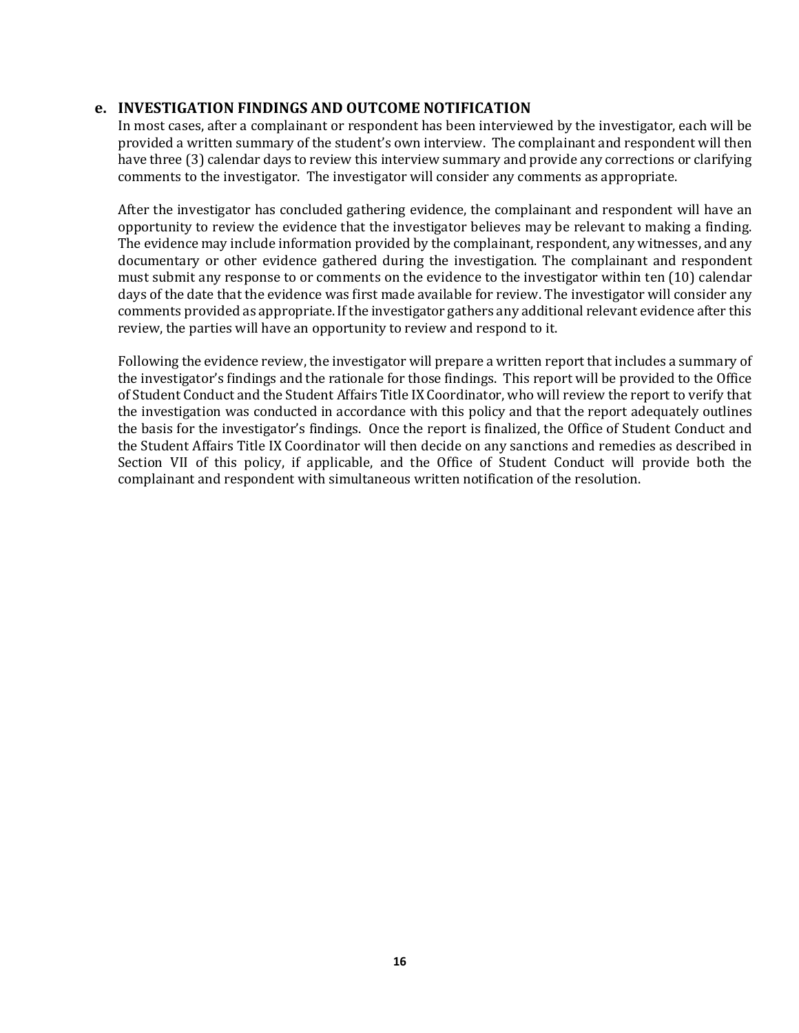### e. INVESTIGATION FINDINGS AND OUTCOME NOTIFICATION

In most cases, after a complainant or respondent has been interviewed by the investigator, each will be provided a written summary of the student's own interview. The complainant and respondent will then have three (3) calendar days to review this interview summary and provide any corrections or clarifying comments to the investigator. The investigator will consider any comments as appropriate.

After the investigator has concluded gathering evidence, the complainant and respondent will have an opportunity to review the evidence that the investigator believes may be relevant to making a finding. The evidence may include information provided by the complainant, respondent, any witnesses, and any documentary or other evidence gathered during the investigation. The complainant and respondent must submit any response to or comments on the evidence to the investigator within ten (10) calendar days of the date that the evidence was first made available for review. The investigator will consider any comments provided as appropriate. If the investigator gathers any additional relevant evidence after this review, the parties will have an opportunity to review and respond to it.

Following the evidence review, the investigator will prepare a written report that includes a summary of the investigator's findings and the rationale for those findings. This report will be provided to the Office of Student Conduct and the Student Affairs Title IX Coordinator, who will review the report to verify that the investigation was conducted in accordance with this policy and that the report adequately outlines the basis for the investigator's findings. Once the report is finalized, the Office of Student Conduct and the Student Affairs Title IX Coordinator will then decide on any sanctions and remedies as described in Section VII of this policy, if applicable, and the Office of Student Conduct will provide both the complainant and respondent with simultaneous written notification of the resolution.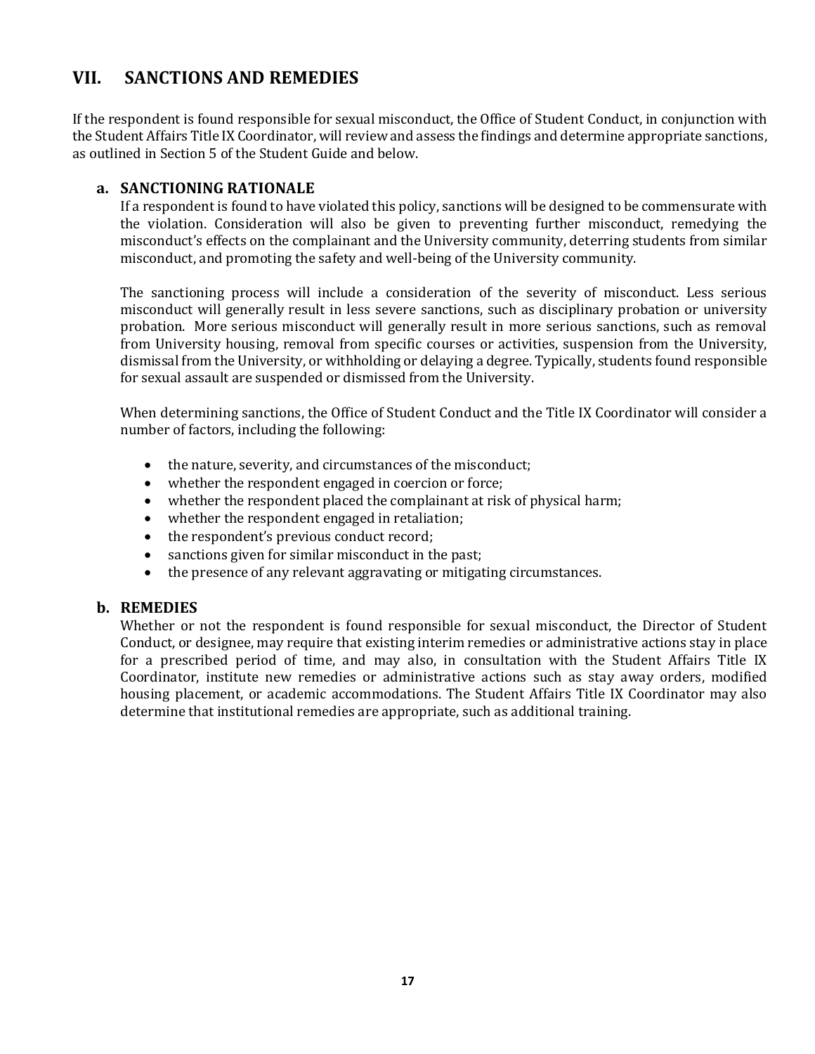## VII. SANCTIONS AND REMEDIES

If the respondent is found responsible for sexual misconduct, the Office of Student Conduct, in conjunction with the Student Affairs Title IX Coordinator, will review and assess the findings and determine appropriate sanctions, as outlined in Section 5 of the Student Guide and below.

### a. SANCTIONING RATIONALE

If a respondent is found to have violated this policy, sanctions will be designed to be commensurate with the violation. Consideration will also be given to preventing further misconduct, remedying the misconduct's effects on the complainant and the University community, deterring students from similar misconduct, and promoting the safety and well-being of the University community.

The sanctioning process will include a consideration of the severity of misconduct. Less serious misconduct will generally result in less severe sanctions, such as disciplinary probation or university probation. More serious misconduct will generally result in more serious sanctions, such as removal from University housing, removal from specific courses or activities, suspension from the University, dismissal from the University, or withholding or delaying a degree. Typically, students found responsible for sexual assault are suspended or dismissed from the University.

When determining sanctions, the Office of Student Conduct and the Title IX Coordinator will consider a number of factors, including the following:

- the nature, severity, and circumstances of the misconduct;
- whether the respondent engaged in coercion or force;
- whether the respondent placed the complainant at risk of physical harm;
- whether the respondent engaged in retaliation;
- the respondent's previous conduct record;
- sanctions given for similar misconduct in the past;
- the presence of any relevant aggravating or mitigating circumstances.

### b. REMEDIES

Whether or not the respondent is found responsible for sexual misconduct, the Director of Student Conduct, or designee, may require that existing interim remedies or administrative actions stay in place for a prescribed period of time, and may also, in consultation with the Student Affairs Title IX Coordinator, institute new remedies or administrative actions such as stay away orders, modified housing placement, or academic accommodations. The Student Affairs Title IX Coordinator may also determine that institutional remedies are appropriate, such as additional training.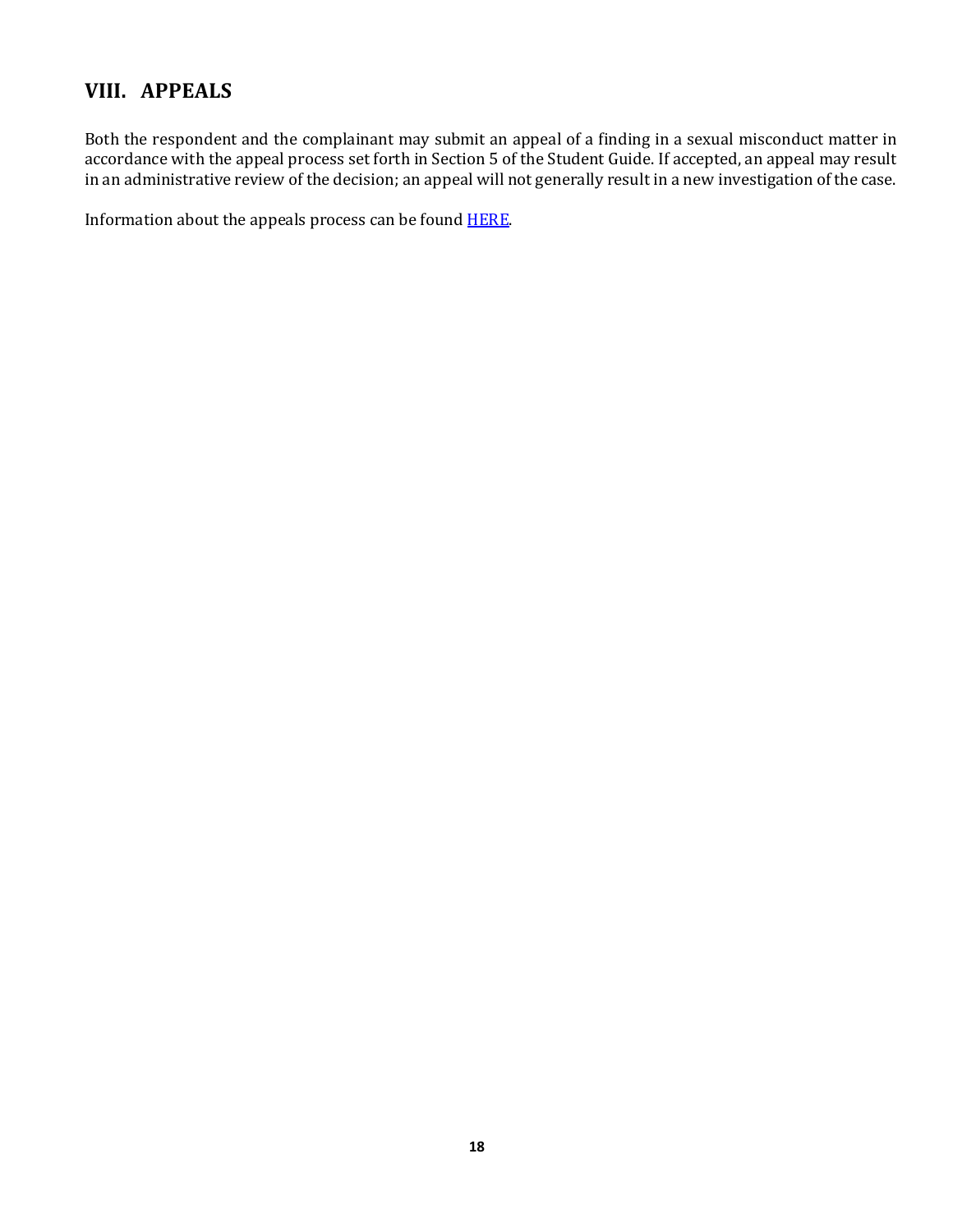## VIII. APPEALS

Both the respondent and the complainant may submit an appeal of a finding in a sexual misconduct matter in accordance with the appeal process set forth in Section 5 of the Student Guide. If accepted, an appeal may result in an administrative review of the decision; an appeal will not generally result in a new investigation of the case.

Information about the appeals process can be found HERE.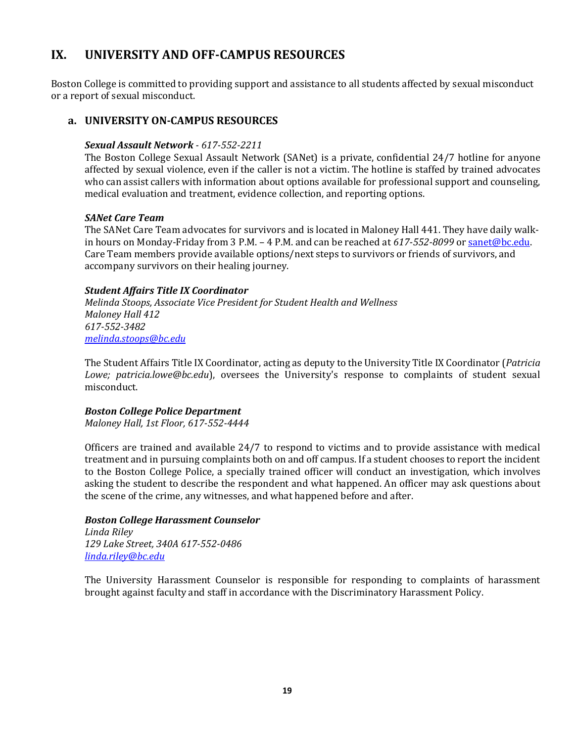# IX. UNIVERSITY AND OFF-CAMPUS RESOURCES

Boston College is committed to providing support and assistance to all students affected by sexual misconduct or a report of sexual misconduct.

## a. UNIVERSITY ON-CAMPUS RESOURCES

***Sexual Assault Network** - 617-552-2211*

The Boston College Sexual Assault Network (SANet) is a private, confidential 24/7 hotline for anyone affected by sexual violence, even if the caller is not a victim. The hotline is staffed by trained advocates who can assist callers with information about options available for professional support and counseling, medical evaluation and treatment, evidence collection, and reporting options.

***SANet Care Team***

The SANet Care Team advocates for survivors and is located in Maloney Hall 441. They have daily walk-in hours on Monday-Friday from 3 P.M. – 4 P.M. and can be reached at *617-552-8099* or sanet@bc.edu. Care Team members provide available options/next steps to survivors or friends of survivors, and accompany survivors on their healing journey.

***Student Affairs Title IX Coordinator***

*Melinda Stoops, Associate Vice President for Student Health and Wellness*
*Maloney Hall 412*
*617-552-3482*
*melinda.stoops@bc.edu*

The Student Affairs Title IX Coordinator, acting as deputy to the University Title IX Coordinator (*Patricia Lowe; patricia.lowe@bc.edu*), oversees the University's response to complaints of student sexual misconduct.

***Boston College Police Department***

*Maloney Hall, 1st Floor, 617-552-4444*

Officers are trained and available 24/7 to respond to victims and to provide assistance with medical treatment and in pursuing complaints both on and off campus. If a student chooses to report the incident to the Boston College Police, a specially trained officer will conduct an investigation, which involves asking the student to describe the respondent and what happened. An officer may ask questions about the scene of the crime, any witnesses, and what happened before and after.

***Boston College Harassment Counselor***

*Linda Riley*
*129 Lake Street, 340A 617-552-0486*
*linda.riley@bc.edu*

The University Harassment Counselor is responsible for responding to complaints of harassment brought against faculty and staff in accordance with the Discriminatory Harassment Policy.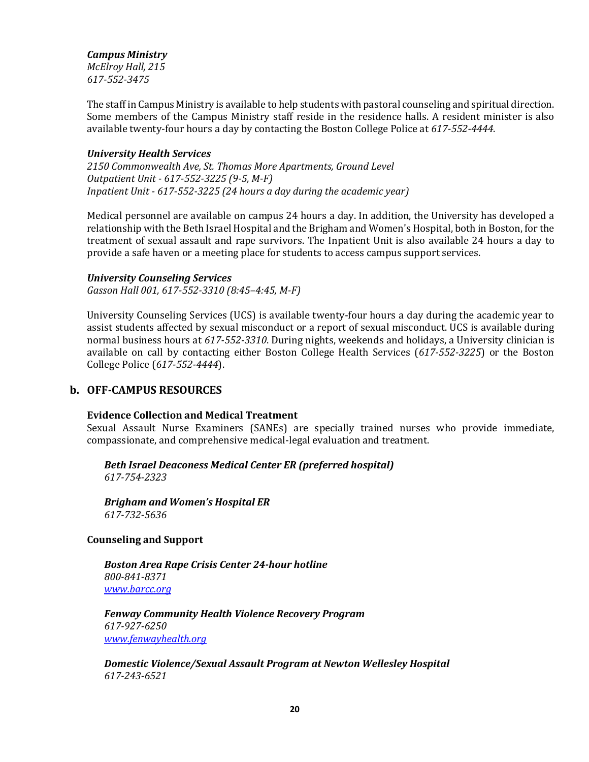***Campus Ministry***
*McElroy Hall, 215*
*617-552-3475*

The staff in Campus Ministry is available to help students with pastoral counseling and spiritual direction. Some members of the Campus Ministry staff reside in the residence halls. A resident minister is also available twenty-four hours a day by contacting the Boston College Police at *617-552-4444*.

***University Health Services***
*2150 Commonwealth Ave, St. Thomas More Apartments, Ground Level*
*Outpatient Unit - 617-552-3225 (9-5, M-F)*
*Inpatient Unit - 617-552-3225 (24 hours a day during the academic year)*

Medical personnel are available on campus 24 hours a day. In addition, the University has developed a relationship with the Beth Israel Hospital and the Brigham and Women's Hospital, both in Boston, for the treatment of sexual assault and rape survivors. The Inpatient Unit is also available 24 hours a day to provide a safe haven or a meeting place for students to access campus support services.

***University Counseling Services***
*Gasson Hall 001, 617-552-3310 (8:45–4:45, M-F)*

University Counseling Services (UCS) is available twenty-four hours a day during the academic year to assist students affected by sexual misconduct or a report of sexual misconduct. UCS is available during normal business hours at *617-552-3310*. During nights, weekends and holidays, a University clinician is available on call by contacting either Boston College Health Services (*617-552-3225*) or the Boston College Police (*617-552-4444*).

## b. OFF-CAMPUS RESOURCES

**Evidence Collection and Medical Treatment**
Sexual Assault Nurse Examiners (SANEs) are specially trained nurses who provide immediate, compassionate, and comprehensive medical-legal evaluation and treatment.

***Beth Israel Deaconess Medical Center ER (preferred hospital)***
*617-754-2323*

***Brigham and Women's Hospital ER***
*617-732-5636*

**Counseling and Support**

***Boston Area Rape Crisis Center 24-hour hotline***
*800-841-8371*
*[www.barcc.org](http://www.barcc.org)*

***Fenway Community Health Violence Recovery Program***
*617-927-6250*
*[www.fenwayhealth.org](http://www.fenwayhealth.org)*

***Domestic Violence/Sexual Assault Program at Newton Wellesley Hospital***
*617-243-6521*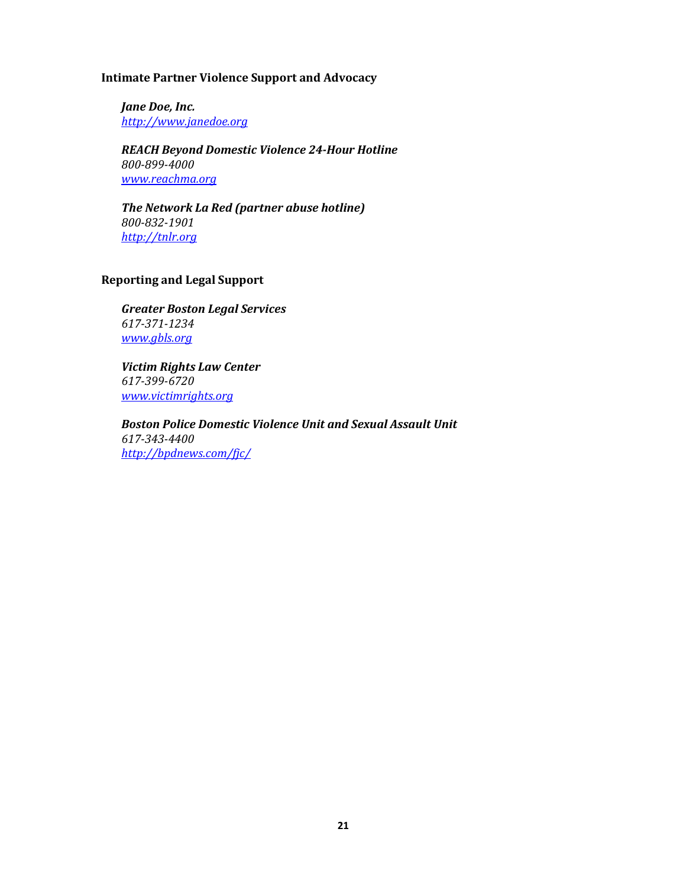### Intimate Partner Violence Support and Advocacy

***Jane Doe, Inc.***
*[http://www.janedoe.org](http://www.janedoe.org)*

***REACH Beyond Domestic Violence 24-Hour Hotline***
*800-899-4000*
*[www.reachma.org](http://www.reachma.org)*

***The Network La Red (partner abuse hotline)***
*800-832-1901*
*[http://tnlr.org](http://tnlr.org)*

### Reporting and Legal Support

***Greater Boston Legal Services***
*617-371-1234*
*[www.gbls.org](http://www.gbls.org)*

***Victim Rights Law Center***
*617-399-6720*
*[www.victimrights.org](http://www.victimrights.org)*

***Boston Police Domestic Violence Unit and Sexual Assault Unit***
*617-343-4400*
*[http://bpdnews.com/fjc/](http://bpdnews.com/fjc/)*